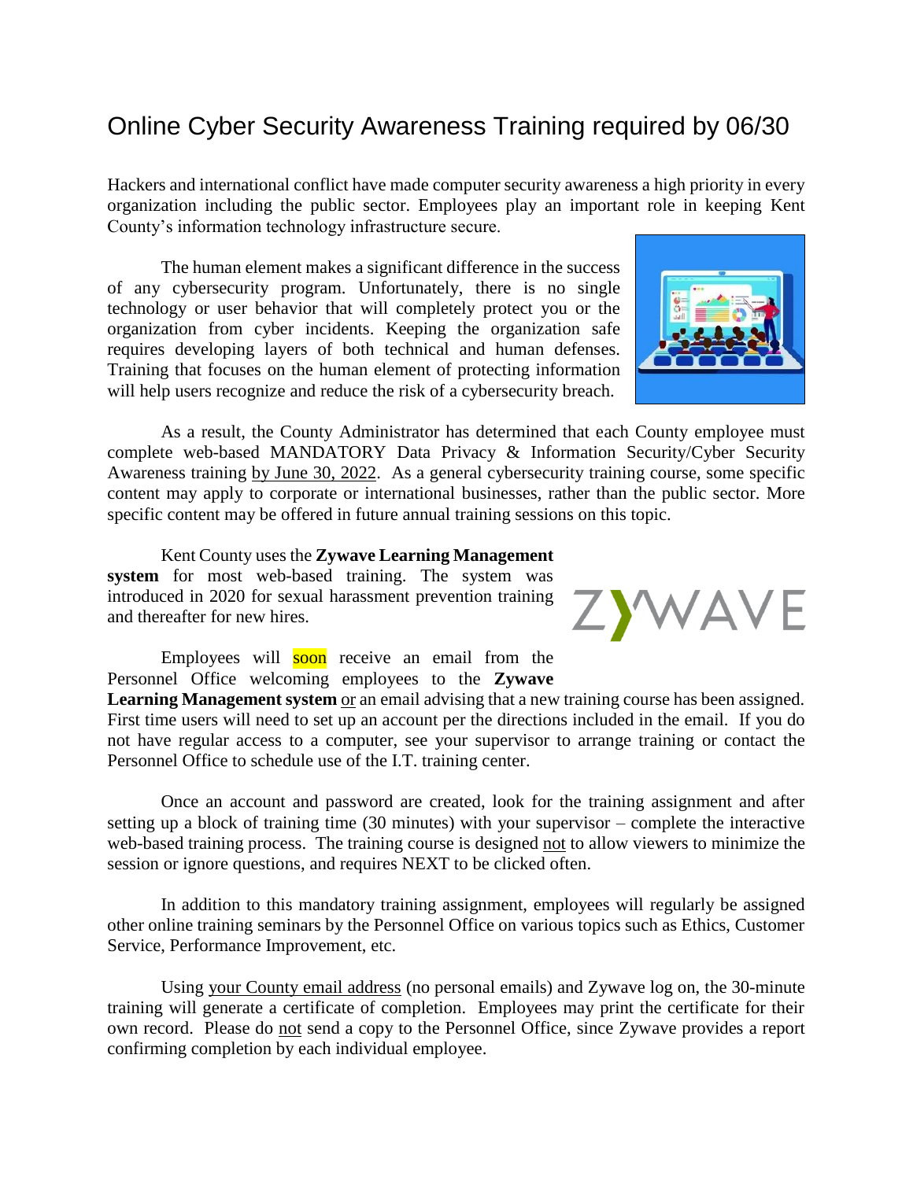# Online Cyber Security Awareness Training required by 06/30

Hackers and international conflict have made computer security awareness a high priority in every organization including the public sector. Employees play an important role in keeping Kent County's information technology infrastructure secure.

The human element makes a significant difference in the success of any cybersecurity program. Unfortunately, there is no single technology or user behavior that will completely protect you or the organization from cyber incidents. Keeping the organization safe requires developing layers of both technical and human defenses. Training that focuses on the human element of protecting information will help users recognize and reduce the risk of a cybersecurity breach.

As a result, the County Administrator has determined that each County employee must complete web-based MANDATORY Data Privacy & Information Security/Cyber Security Awareness training by June 30, 2022. As a general cybersecurity training course, some specific content may apply to corporate or international businesses, rather than the public sector. More specific content may be offered in future annual training sessions on this topic.

Kent County uses the **Zywave Learning Management system** for most web-based training. The system was introduced in 2020 for sexual harassment prevention training and thereafter for new hires.

Employees will soon receive an email from the Personnel Office welcoming employees to the **Zywave Learning Management system** or an email advising that a new training course has been assigned. First time users will need to set up an account per the directions included in the email. If you do not have regular access to a computer, see your supervisor to arrange training or contact the Personnel Office to schedule use of the I.T. training center.

Once an account and password are created, look for the training assignment and after setting up a block of training time (30 minutes) with your supervisor – complete the interactive web-based training process. The training course is designed not to allow viewers to minimize the session or ignore questions, and requires NEXT to be clicked often.

In addition to this mandatory training assignment, employees will regularly be assigned other online training seminars by the Personnel Office on various topics such as Ethics, Customer Service, Performance Improvement, etc.

Using your County email address (no personal emails) and Zywave log on, the 30-minute training will generate a certificate of completion. Employees may print the certificate for their own record. Please do not send a copy to the Personnel Office, since Zywave provides a report confirming completion by each individual employee.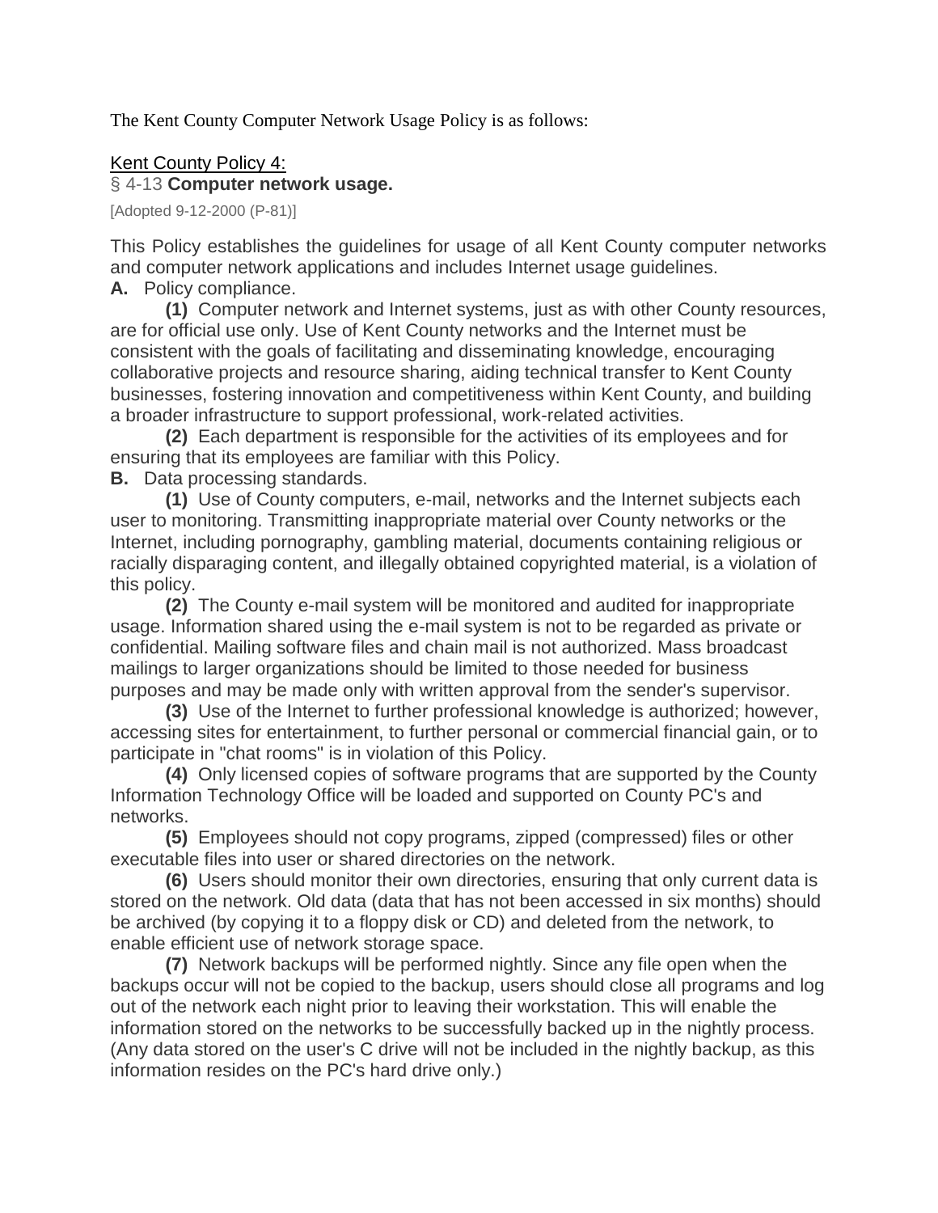The Kent County Computer Network Usage Policy is as follows:

Kent County Policy 4:

§ 4-13 **Computer network usage.**

[Adopted 9-12-2000 (P-81)]

This Policy establishes the guidelines for usage of all Kent County computer networks and computer network applications and includes Internet usage guidelines.

**A.** Policy compliance.

**(1)** Computer network and Internet systems, just as with other County resources, are for official use only. Use of Kent County networks and the Internet must be consistent with the goals of facilitating and disseminating knowledge, encouraging collaborative projects and resource sharing, aiding technical transfer to Kent County businesses, fostering innovation and competitiveness within Kent County, and building a broader infrastructure to support professional, work-related activities.

**(2)** Each department is responsible for the activities of its employees and for ensuring that its employees are familiar with this Policy.

**B.** Data processing standards.

**(1)** Use of County computers, e-mail, networks and the Internet subjects each user to monitoring. Transmitting inappropriate material over County networks or the Internet, including pornography, gambling material, documents containing religious or racially disparaging content, and illegally obtained copyrighted material, is a violation of this policy.

**(2)** The County e-mail system will be monitored and audited for inappropriate usage. Information shared using the e-mail system is not to be regarded as private or confidential. Mailing software files and chain mail is not authorized. Mass broadcast mailings to larger organizations should be limited to those needed for business purposes and may be made only with written approval from the sender's supervisor.

**(3)** Use of the Internet to further professional knowledge is authorized; however, accessing sites for entertainment, to further personal or commercial financial gain, or to participate in "chat rooms" is in violation of this Policy.

**(4)** Only licensed copies of software programs that are supported by the County Information Technology Office will be loaded and supported on County PC's and networks.

**(5)** Employees should not copy programs, zipped (compressed) files or other executable files into user or shared directories on the network.

**(6)** Users should monitor their own directories, ensuring that only current data is stored on the network. Old data (data that has not been accessed in six months) should be archived (by copying it to a floppy disk or CD) and deleted from the network, to enable efficient use of network storage space.

**(7)** Network backups will be performed nightly. Since any file open when the backups occur will not be copied to the backup, users should close all programs and log out of the network each night prior to leaving their workstation. This will enable the information stored on the networks to be successfully backed up in the nightly process. (Any data stored on the user's C drive will not be included in the nightly backup, as this information resides on the PC's hard drive only.)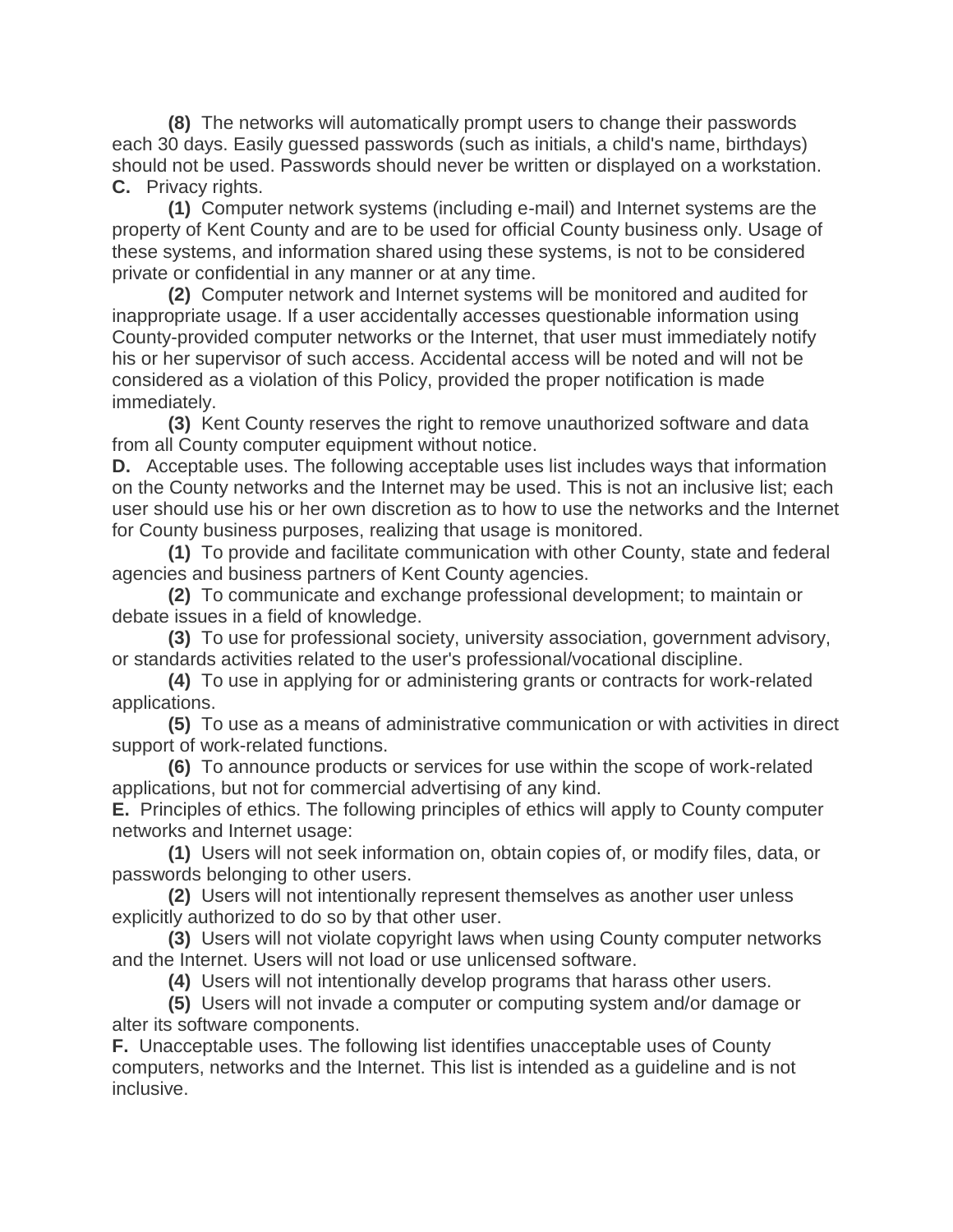**(8)** The networks will automatically prompt users to change their passwords each 30 days. Easily guessed passwords (such as initials, a child's name, birthdays) should not be used. Passwords should never be written or displayed on a workstation.

**C.** Privacy rights.

**(1)** Computer network systems (including e-mail) and Internet systems are the property of Kent County and are to be used for official County business only. Usage of these systems, and information shared using these systems, is not to be considered private or confidential in any manner or at any time.

**(2)** Computer network and Internet systems will be monitored and audited for inappropriate usage. If a user accidentally accesses questionable information using County-provided computer networks or the Internet, that user must immediately notify his or her supervisor of such access. Accidental access will be noted and will not be considered as a violation of this Policy, provided the proper notification is made immediately.

**(3)** Kent County reserves the right to remove unauthorized software and data from all County computer equipment without notice.

**D.** Acceptable uses. The following acceptable uses list includes ways that information on the County networks and the Internet may be used. This is not an inclusive list; each user should use his or her own discretion as to how to use the networks and the Internet for County business purposes, realizing that usage is monitored.

**(1)** To provide and facilitate communication with other County, state and federal agencies and business partners of Kent County agencies.

**(2)** To communicate and exchange professional development; to maintain or debate issues in a field of knowledge.

**(3)** To use for professional society, university association, government advisory, or standards activities related to the user's professional/vocational discipline.

**(4)** To use in applying for or administering grants or contracts for work-related applications.

**(5)** To use as a means of administrative communication or with activities in direct support of work-related functions.

**(6)** To announce products or services for use within the scope of work-related applications, but not for commercial advertising of any kind.

**E.** Principles of ethics. The following principles of ethics will apply to County computer networks and Internet usage:

**(1)** Users will not seek information on, obtain copies of, or modify files, data, or passwords belonging to other users.

**(2)** Users will not intentionally represent themselves as another user unless explicitly authorized to do so by that other user.

**(3)** Users will not violate copyright laws when using County computer networks and the Internet. Users will not load or use unlicensed software.

**(4)** Users will not intentionally develop programs that harass other users.

**(5)** Users will not invade a computer or computing system and/or damage or alter its software components.

**F.** Unacceptable uses. The following list identifies unacceptable uses of County computers, networks and the Internet. This list is intended as a guideline and is not inclusive.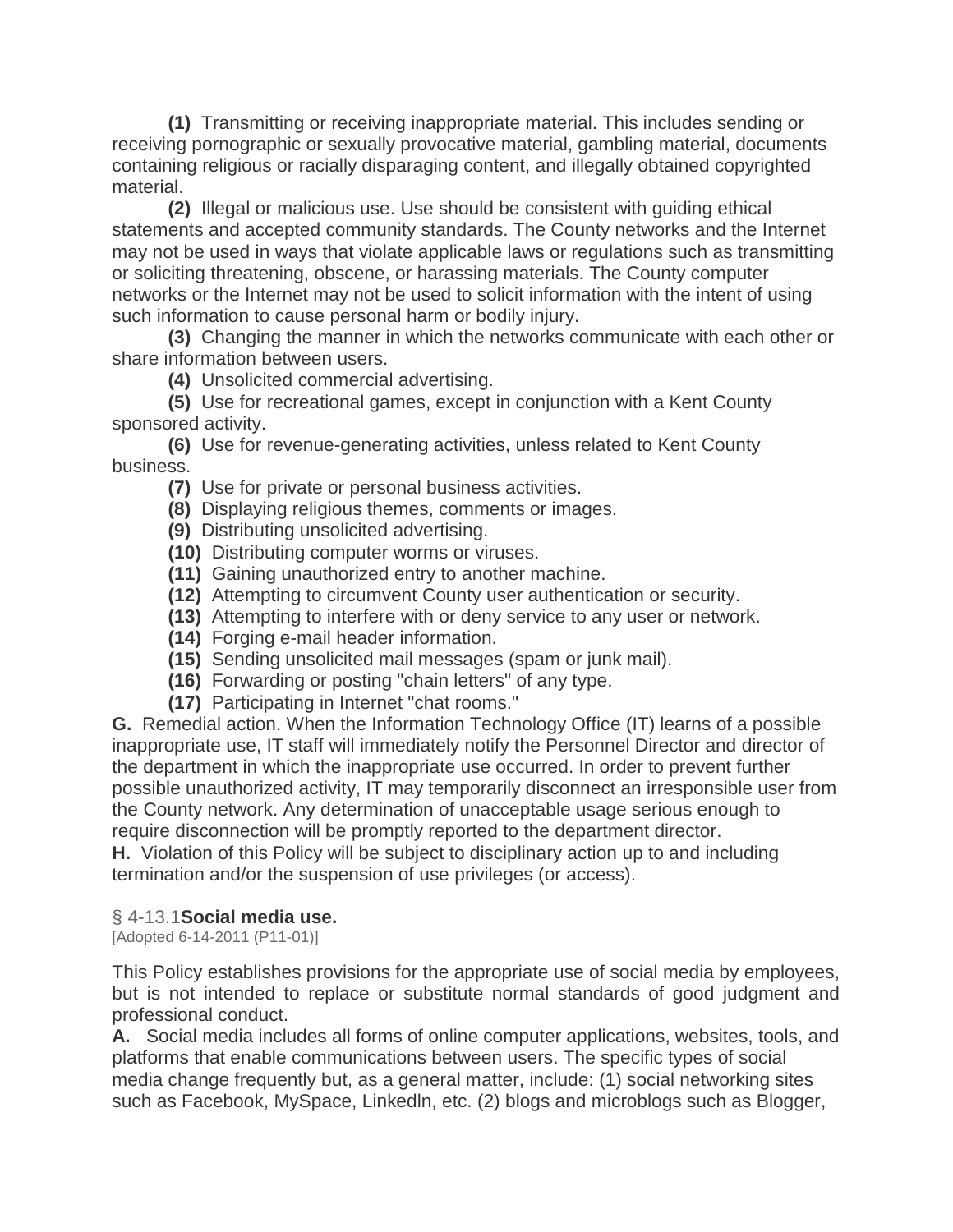**(1)** Transmitting or receiving inappropriate material. This includes sending or receiving pornographic or sexually provocative material, gambling material, documents containing religious or racially disparaging content, and illegally obtained copyrighted material.

**(2)** Illegal or malicious use. Use should be consistent with guiding ethical statements and accepted community standards. The County networks and the Internet may not be used in ways that violate applicable laws or regulations such as transmitting or soliciting threatening, obscene, or harassing materials. The County computer networks or the Internet may not be used to solicit information with the intent of using such information to cause personal harm or bodily injury.

**(3)** Changing the manner in which the networks communicate with each other or share information between users.

**(4)** Unsolicited commercial advertising.

**(5)** Use for recreational games, except in conjunction with a Kent County sponsored activity.

**(6)** Use for revenue-generating activities, unless related to Kent County business.

**(7)** Use for private or personal business activities.

**(8)** Displaying religious themes, comments or images.

**(9)** Distributing unsolicited advertising.

**(10)** Distributing computer worms or viruses.

**(11)** Gaining unauthorized entry to another machine.

**(12)** Attempting to circumvent County user authentication or security.

**(13)** Attempting to interfere with or deny service to any user or network.

**(14)** Forging e-mail header information.

**(15)** Sending unsolicited mail messages (spam or junk mail).

**(16)** Forwarding or posting "chain letters" of any type.

**(17)** Participating in Internet "chat rooms."

**G.** Remedial action. When the Information Technology Office (IT) learns of a possible inappropriate use, IT staff will immediately notify the Personnel Director and director of the department in which the inappropriate use occurred. In order to prevent further possible unauthorized activity, IT may temporarily disconnect an irresponsible user from the County network. Any determination of unacceptable usage serious enough to require disconnection will be promptly reported to the department director.

**H.** Violation of this Policy will be subject to disciplinary action up to and including termination and/or the suspension of use privileges (or access).

## § 4-13.1 **Social media use.**

[Adopted 6-14-2011 (P11-01)]

This Policy establishes provisions for the appropriate use of social media by employees, but is not intended to replace or substitute normal standards of good judgment and professional conduct.

**A.** Social media includes all forms of online computer applications, websites, tools, and platforms that enable communications between users. The specific types of social media change frequently but, as a general matter, include: (1) social networking sites such as Facebook, MySpace, Linkedln, etc. (2) blogs and microblogs such as Blogger,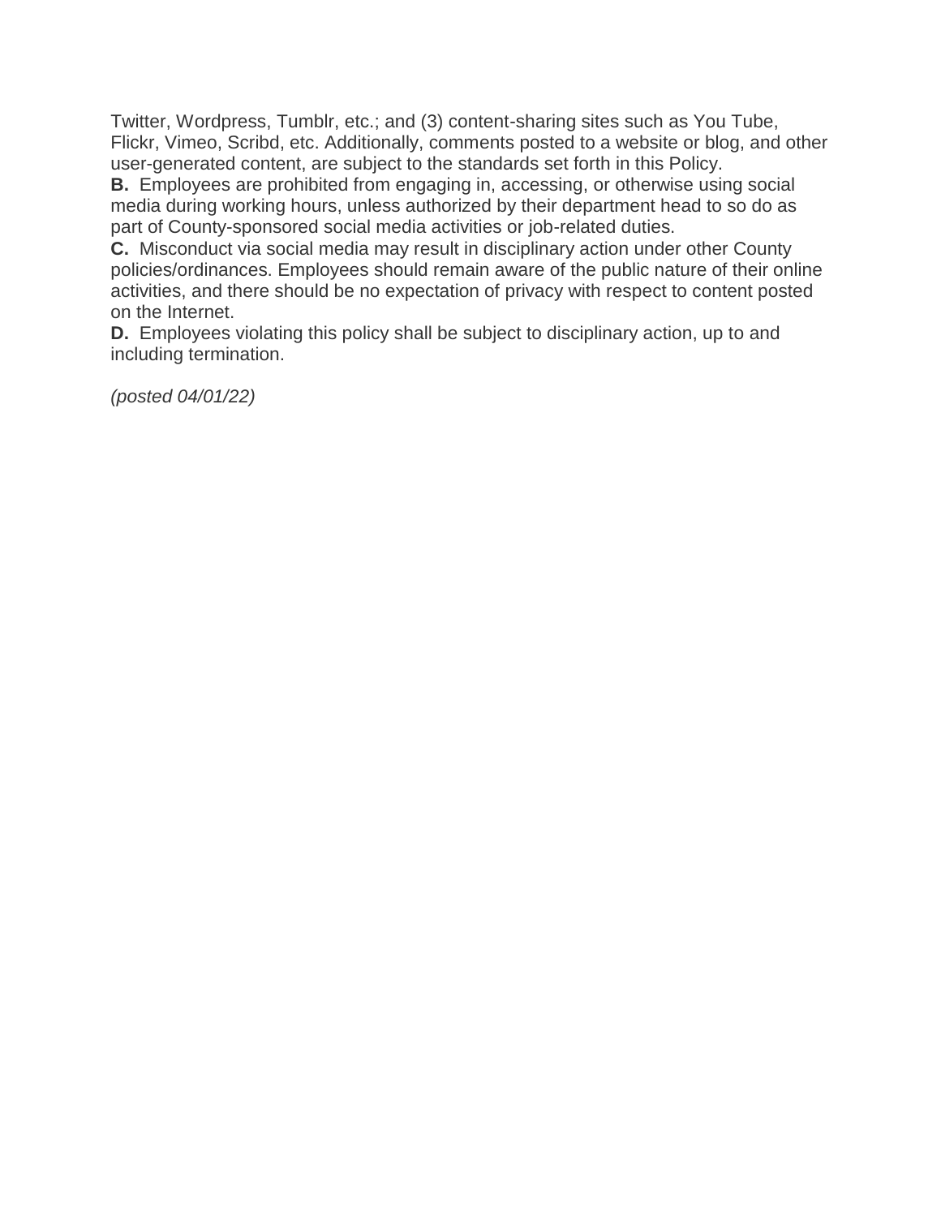Twitter, Wordpress, Tumblr, etc.; and (3) content-sharing sites such as You Tube, Flickr, Vimeo, Scribd, etc. Additionally, comments posted to a website or blog, and other user-generated content, are subject to the standards set forth in this Policy.

**B.** Employees are prohibited from engaging in, accessing, or otherwise using social media during working hours, unless authorized by their department head to so do as part of County-sponsored social media activities or job-related duties.

**C.** Misconduct via social media may result in disciplinary action under other County policies/ordinances. Employees should remain aware of the public nature of their online activities, and there should be no expectation of privacy with respect to content posted on the Internet.

**D.** Employees violating this policy shall be subject to disciplinary action, up to and including termination.

*(posted 04/01/22)*